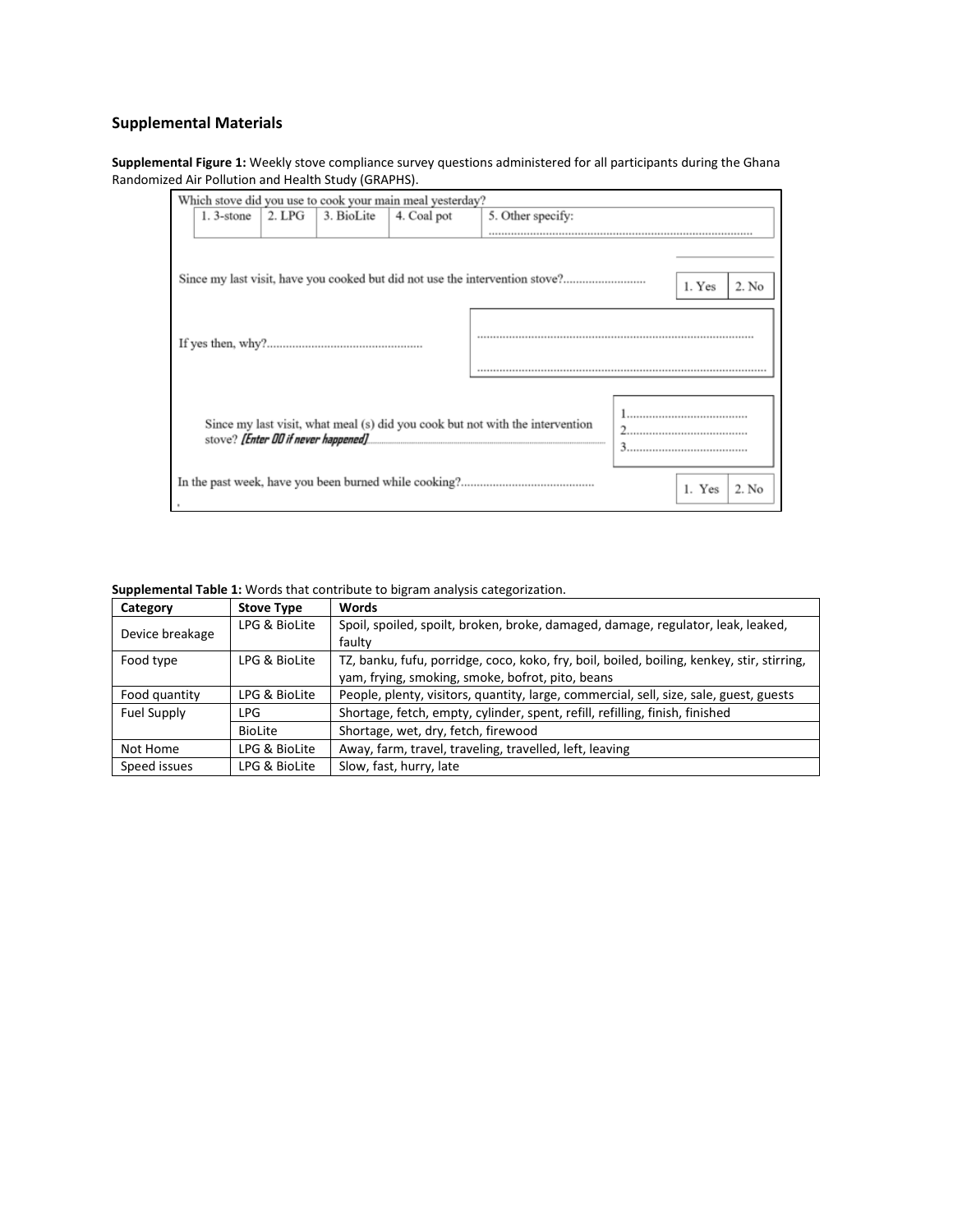## Supplemental Materials

**Supplemental Figure 1:** Weekly stove compliance survey questions administered for all participants during the Ghana Randomized Air Pollution and Health Study (GRAPHS).

Which stove did you use to cook your main meal yesterday?

| 1. 3-stone | 2. LPG | 3. BioLite | 4. Coal pot | 5. Other specify: ........................ |
|---|---|---|---|---|

Since my last visit, have you cooked but did not use the intervention stove?.......................... 1. Yes | 2. No

If yes then, why?................................................ ............................................................ ............................................................

Since my last visit, what meal (s) did you cook but not with the intervention stove? *[Enter 00 if never happened]*.......... 1...................................... 2...................................... 3......................................

In the past week, have you been burned while cooking?.......................................... 1. Yes | 2. No

**Supplemental Table 1:** Words that contribute to bigram analysis categorization.

| Category | Stove Type | Words |
|---|---|---|
| Device breakage | LPG & BioLite | Spoil, spoiled, spoilt, broken, broke, damaged, damage, regulator, leak, leaked, faulty |
| Food type | LPG & BioLite | TZ, banku, fufu, porridge, coco, koko, fry, boil, boiled, boiling, kenkey, stir, stirring, yam, frying, smoking, smoke, bofrot, pito, beans |
| Food quantity | LPG & BioLite | People, plenty, visitors, quantity, large, commercial, sell, size, sale, guest, guests |
| Fuel Supply | LPG | Shortage, fetch, empty, cylinder, spent, refill, refilling, finish, finished |
| | BioLite | Shortage, wet, dry, fetch, firewood |
| Not Home | LPG & BioLite | Away, farm, travel, traveling, travelled, left, leaving |
| Speed issues | LPG & BioLite | Slow, fast, hurry, late |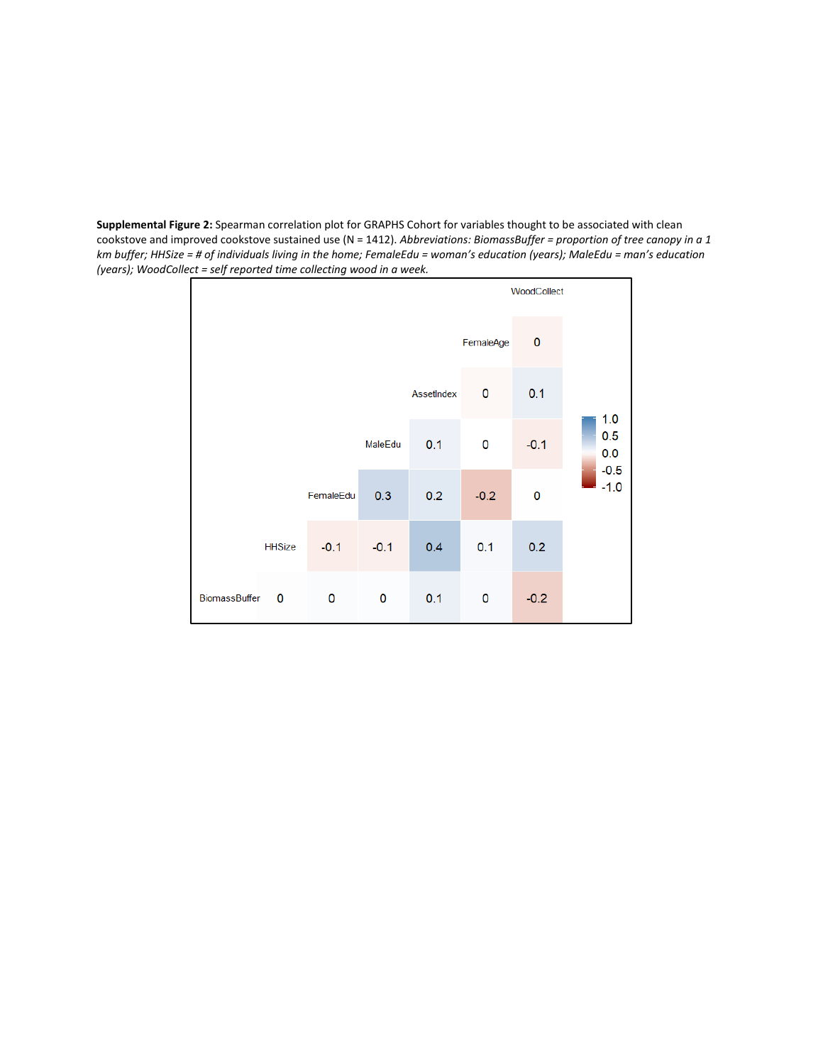**Supplemental Figure 2:** Spearman correlation plot for GRAPHS Cohort for variables thought to be associated with clean cookstove and improved cookstove sustained use (N = 1412). *Abbreviations: BiomassBuffer = proportion of tree canopy in a 1 km buffer; HHSize = # of individuals living in the home; FemaleEdu = woman's education (years); MaleEdu = man's education (years); WoodCollect = self reported time collecting wood in a week.*

| | BiomassBuffer | HHSize | FemaleEdu | MaleEdu | AssetIndex | FemaleAge |
|---|---|---|---|---|---|---|
| HHSize | 0 | | | | | |
| FemaleEdu | 0 | -0.1 | | | | |
| MaleEdu | 0 | -0.1 | 0.3 | | | |
| AssetIndex | 0.1 | 0.4 | 0.2 | 0.1 | | |
| FemaleAge | 0 | 0.1 | -0.2 | 0 | 0 | |
| WoodCollect | -0.2 | 0.2 | 0 | -0.1 | 0.1 | 0 |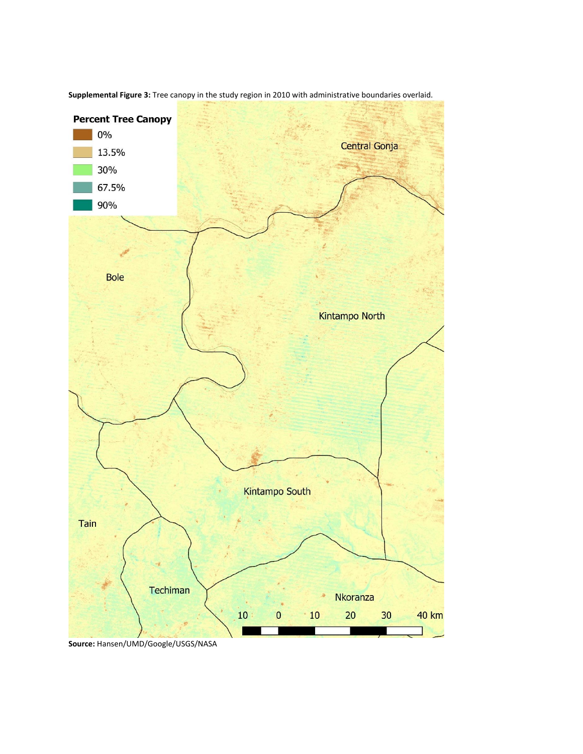**Supplemental Figure 3:** Tree canopy in the study region in 2010 with administrative boundaries overlaid.

**Source:** Hansen/UMD/Google/USGS/NASA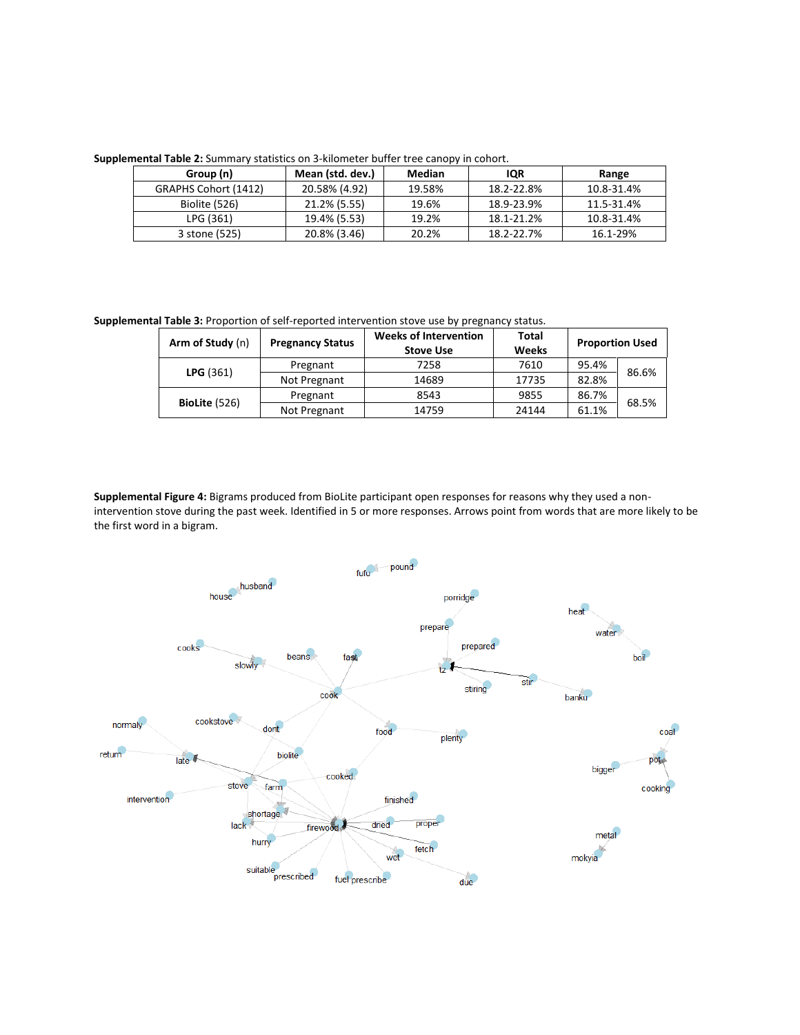**Supplemental Table 2:** Summary statistics on 3-kilometer buffer tree canopy in cohort.

| Group (n) | Mean (std. dev.) | Median | IQR | Range |
|---|---|---|---|---|
| GRAPHS Cohort (1412) | 20.58% (4.92) | 19.58% | 18.2-22.8% | 10.8-31.4% |
| Biolite (526) | 21.2% (5.55) | 19.6% | 18.9-23.9% | 11.5-31.4% |
| LPG (361) | 19.4% (5.53) | 19.2% | 18.1-21.2% | 10.8-31.4% |
| 3 stone (525) | 20.8% (3.46) | 20.2% | 18.2-22.7% | 16.1-29% |

**Supplemental Table 3:** Proportion of self-reported intervention stove use by pregnancy status.

| Arm of Study (n) | Pregnancy Status | Weeks of Intervention Stove Use | Total Weeks | Proportion Used | |
|---|---|---|---|---|---|
| **LPG** (361) | Pregnant | 7258 | 7610 | 95.4% | 86.6% |
| | Not Pregnant | 14689 | 17735 | 82.8% | |
| **BioLite** (526) | Pregnant | 8543 | 9855 | 86.7% | 68.5% |
| | Not Pregnant | 14759 | 24144 | 61.1% | |

**Supplemental Figure 4:** Bigrams produced from BioLite participant open responses for reasons why they used a non-intervention stove during the past week. Identified in 5 or more responses. Arrows point from words that are more likely to be the first word in a bigram.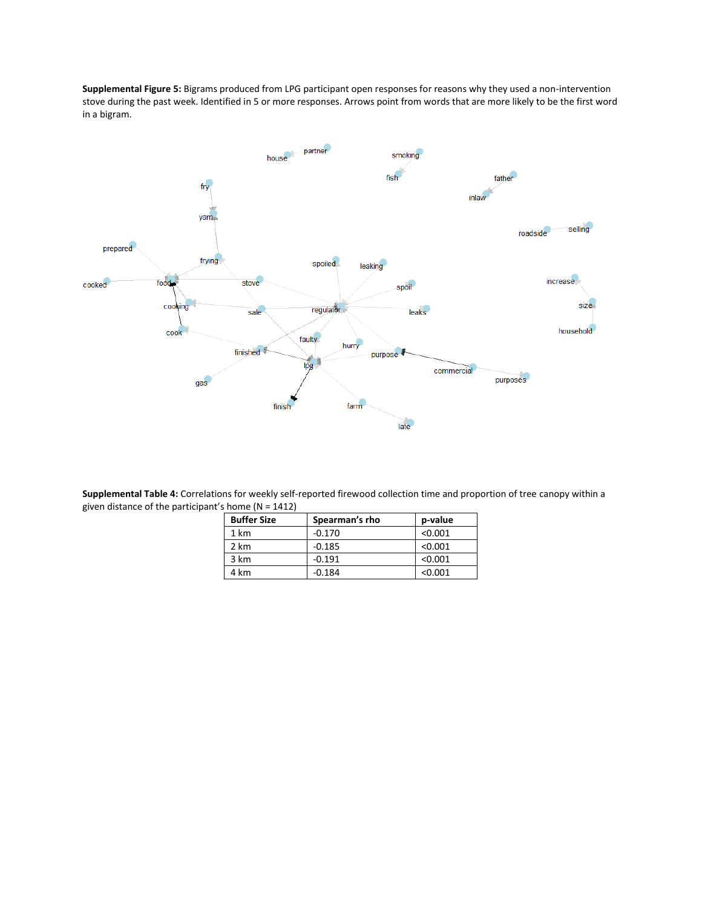**Supplemental Figure 5:** Bigrams produced from LPG participant open responses for reasons why they used a non-intervention stove during the past week. Identified in 5 or more responses. Arrows point from words that are more likely to be the first word in a bigram.

**Supplemental Table 4:** Correlations for weekly self-reported firewood collection time and proportion of tree canopy within a given distance of the participant's home (N = 1412)

| Buffer Size | Spearman's rho | p-value |
|---|---|---|
| 1 km | -0.170 | <0.001 |
| 2 km | -0.185 | <0.001 |
| 3 km | -0.191 | <0.001 |
| 4 km | -0.184 | <0.001 |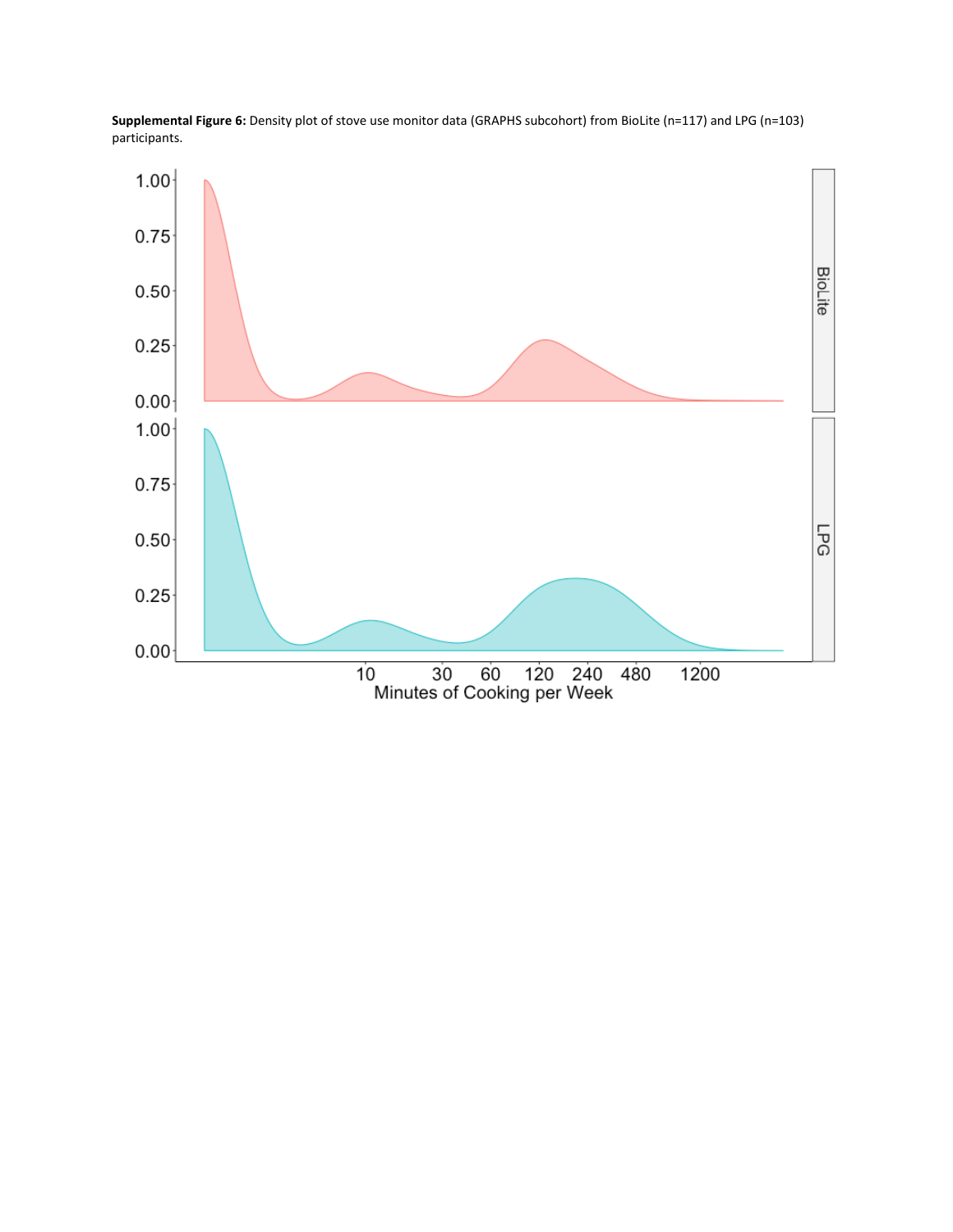**Supplemental Figure 6:** Density plot of stove use monitor data (GRAPHS subcohort) from BioLite (n=117) and LPG (n=103) participants.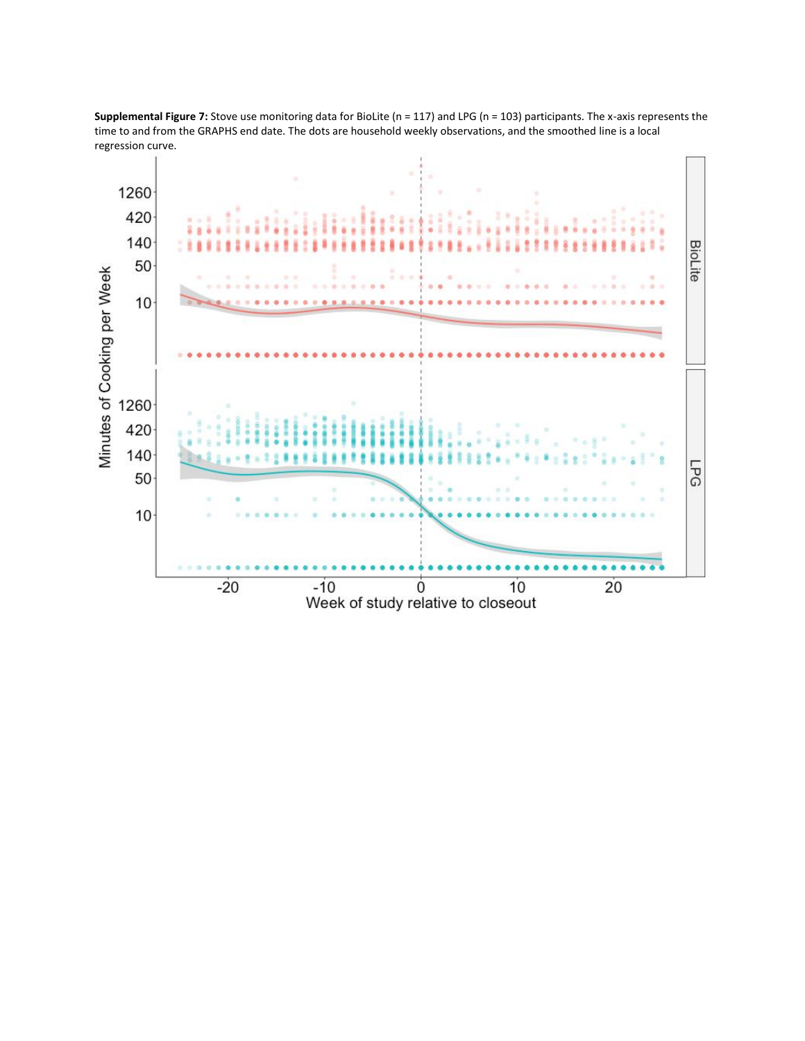**Supplemental Figure 7:** Stove use monitoring data for BioLite (n = 117) and LPG (n = 103) participants. The x-axis represents the time to and from the GRAPHS end date. The dots are household weekly observations, and the smoothed line is a local regression curve.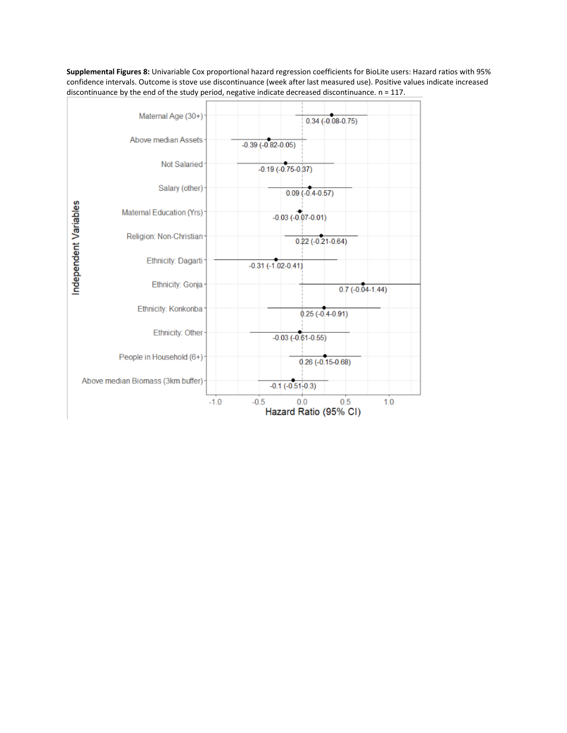**Supplemental Figures 8:** Univariable Cox proportional hazard regression coefficients for BioLite users: Hazard ratios with 95% confidence intervals. Outcome is stove use discontinuance (week after last measured use). Positive values indicate increased discontinuance by the end of the study period, negative indicate decreased discontinuance. n = 117.

| Independent Variables | Hazard Ratio (95% CI) |
| --- | --- |
| Maternal Age (30+) | 0.34 (-0.08-0.75) |
| Above median Assets | -0.39 (-0.82-0.05) |
| Not Salaried | -0.19 (-0.75-0.37) |
| Salary (other) | 0.09 (-0.4-0.57) |
| Maternal Education (Yrs) | -0.03 (-0.07-0.01) |
| Religion: Non-Christian | 0.22 (-0.21-0.64) |
| Ethnicity: Dagarti | -0.31 (-1.02-0.41) |
| Ethnicity: Gonja | 0.7 (-0.04-1.44) |
| Ethnicity: Konkonba | 0.25 (-0.4-0.91) |
| Ethnicity: Other | -0.03 (-0.61-0.55) |
| People in Household (6+) | 0.26 (-0.15-0.68) |
| Above median Biomass (3km buffer) | -0.1 (-0.51-0.3) |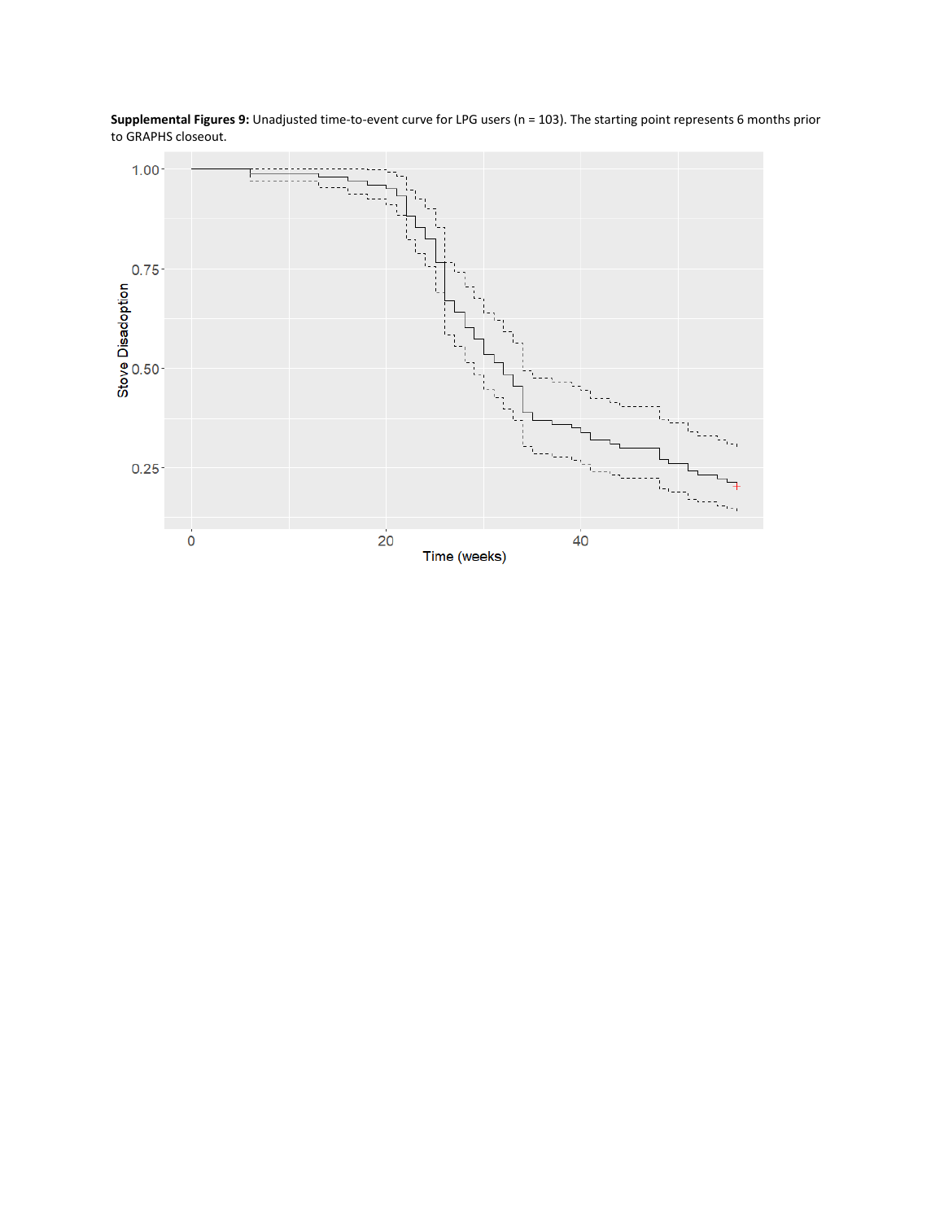**Supplemental Figures 9:** Unadjusted time-to-event curve for LPG users (n = 103). The starting point represents 6 months prior to GRAPHS closeout.

Stove Disadoption

1.00

0.75

0.50

0.25

0

20

40

Time (weeks)